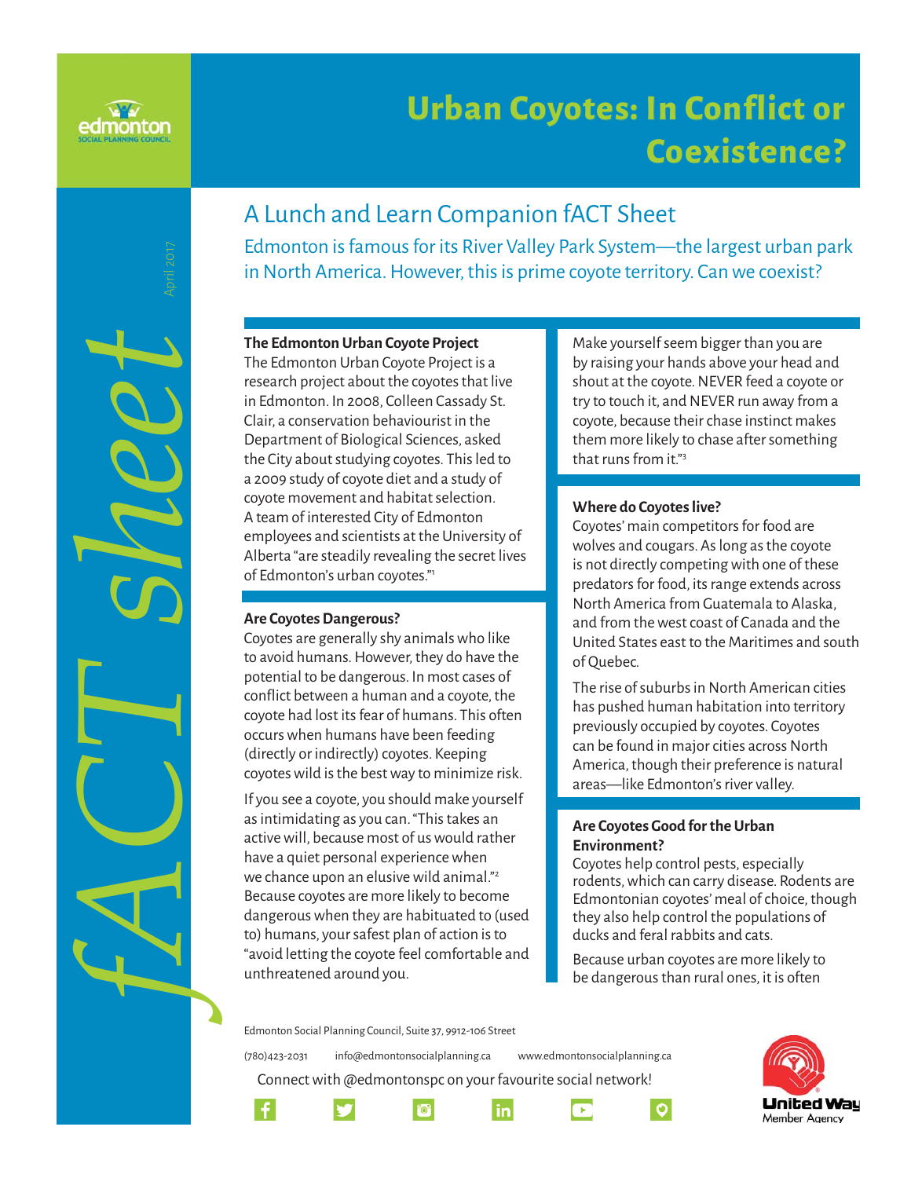# Urban Coyotes: In Conflict or Coexistence?

fACT sheet

April 2017

## A Lunch and Learn Companion fACT Sheet

Edmonton is famous for its River Valley Park System—the largest urban park in North America. However, this is prime coyote territory. Can we coexist?

### The Edmonton Urban Coyote Project

The Edmonton Urban Coyote Project is a research project about the coyotes that live in Edmonton. In 2008, Colleen Cassady St. Clair, a conservation behaviourist in the Department of Biological Sciences, asked the City about studying coyotes. This led to a 2009 study of coyote diet and a study of coyote movement and habitat selection. A team of interested City of Edmonton employees and scientists at the University of Alberta "are steadily revealing the secret lives of Edmonton's urban coyotes."[1]

### Are Coyotes Dangerous?

Coyotes are generally shy animals who like to avoid humans. However, they do have the potential to be dangerous. In most cases of conflict between a human and a coyote, the coyote had lost its fear of humans. This often occurs when humans have been feeding (directly or indirectly) coyotes. Keeping coyotes wild is the best way to minimize risk.

If you see a coyote, you should make yourself as intimidating as you can. "This takes an active will, because most of us would rather have a quiet personal experience when we chance upon an elusive wild animal."[2] Because coyotes are more likely to become dangerous when they are habituated to (used to) humans, your safest plan of action is to "avoid letting the coyote feel comfortable and unthreatened around you. Make yourself seem bigger than you are by raising your hands above your head and shout at the coyote. NEVER feed a coyote or try to touch it, and NEVER run away from a coyote, because their chase instinct makes them more likely to chase after something that runs from it."[3]

### Where do Coyotes live?

Coyotes' main competitors for food are wolves and cougars. As long as the coyote is not directly competing with one of these predators for food, its range extends across North America from Guatemala to Alaska, and from the west coast of Canada and the United States east to the Maritimes and south of Quebec.

The rise of suburbs in North American cities has pushed human habitation into territory previously occupied by coyotes. Coyotes can be found in major cities across North America, though their preference is natural areas—like Edmonton's river valley.

### Are Coyotes Good for the Urban Environment?

Coyotes help control pests, especially rodents, which can carry disease. Rodents are Edmontonian coyotes' meal of choice, though they also help control the populations of ducks and feral rabbits and cats.

Because urban coyotes are more likely to be dangerous than rural ones, it is often

Edmonton Social Planning Council, Suite 37, 9912-106 Street

(780)423-2031 info@edmontonsocialplanning.ca www.edmontonsocialplanning.ca

Connect with @edmontonspc on your favourite social network!

United Way Member Agency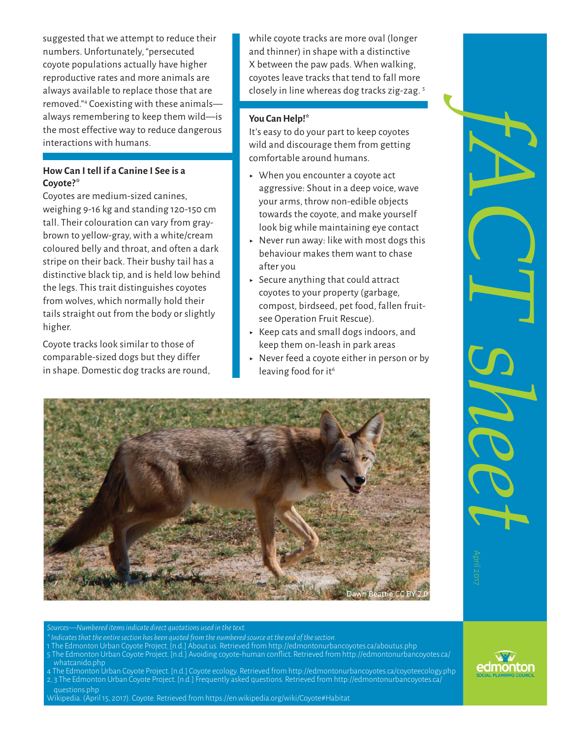suggested that we attempt to reduce their numbers. Unfortunately, "persecuted coyote populations actually have higher reproductive rates and more animals are always available to replace those that are removed."[4] Coexisting with these animals—always remembering to keep them wild—is the most effective way to reduce dangerous interactions with humans.

### How Can I tell if a Canine I See is a Coyote?*

Coyotes are medium-sized canines, weighing 9-16 kg and standing 120-150 cm tall. Their colouration can vary from gray-brown to yellow-gray, with a white/cream coloured belly and throat, and often a dark stripe on their back. Their bushy tail has a distinctive black tip, and is held low behind the legs. This trait distinguishes coyotes from wolves, which normally hold their tails straight out from the body or slightly higher.

Coyote tracks look similar to those of comparable-sized dogs but they differ in shape. Domestic dog tracks are round, while coyote tracks are more oval (longer and thinner) in shape with a distinctive X between the paw pads. When walking, coyotes leave tracks that tend to fall more closely in line whereas dog tracks zig-zag. [5]

### You Can Help!*

It's easy to do your part to keep coyotes wild and discourage them from getting comfortable around humans.

- When you encounter a coyote act aggressive: Shout in a deep voice, wave your arms, throw non-edible objects towards the coyote, and make yourself look big while maintaining eye contact
- Never run away: like with most dogs this behaviour makes them want to chase after you
- Secure anything that could attract coyotes to your property (garbage, compost, birdseed, pet food, fallen fruit- see Operation Fruit Rescue).
- Keep cats and small dogs indoors, and keep them on-leash in park areas
- Never feed a coyote either in person or by leaving food for it[6]

Dawn Beattie CC BY 2.0

fACT sheet

April 2017

*Sources—Numbered items indicate direct quotations used in the text.*

*\* Indicates that the entire section has been quoted from the numbered source at the end of the section.*

1 The Edmonton Urban Coyote Project. [n.d.] About us. Retrieved from http://edmontonurbancoyotes.ca/aboutus.php

5 The Edmonton Urban Coyote Project. [n.d.] Avoiding coyote-human conflict. Retrieved from http://edmontonurbancoyotes.ca/whatcanido.php

4 The Edmonton Urban Coyote Project. [n.d.] Coyote ecology. Retrieved from http://edmontonurbancoyotes.ca/coyoteecology.php

2, 3 The Edmonton Urban Coyote Project. [n.d.] Frequently asked questions. Retrieved from http://edmontonurbancoyotes.ca/questions.php

Wikipedia. (April 15, 2017). Coyote. Retrieved from https://en.wikipedia.org/wiki/Coyote#Habitat

edmonton SOCIAL PLANNING COUNCIL